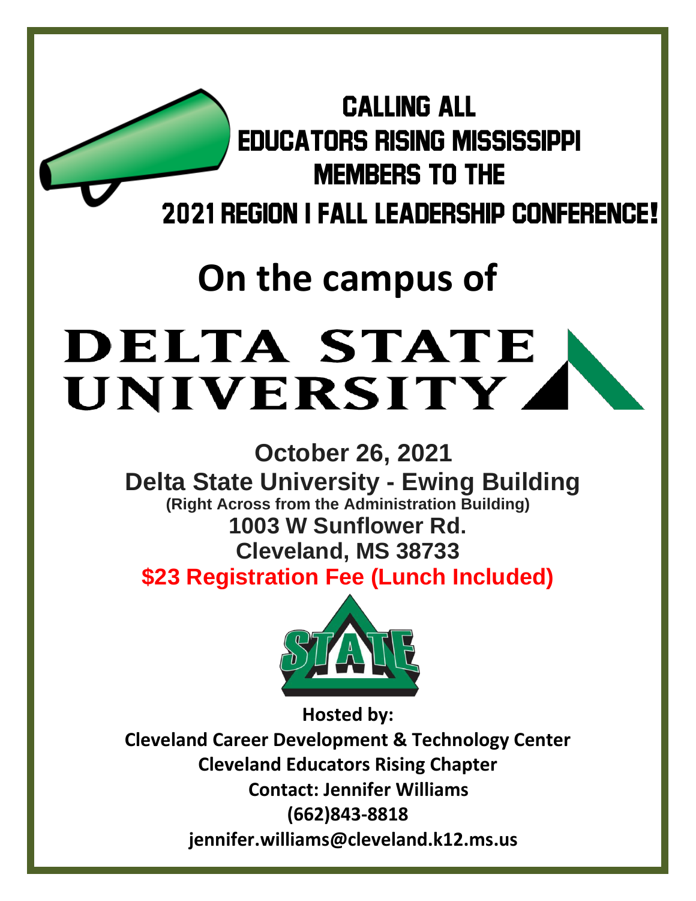# CALLING ALL EDUCATORS RISING MISSISSIPPI MEMBERS TO THE 2021 REGION I FALL LEADERSHIP CONFERENCE!

## On the campus of

# DELTA STATE UNIVERSITY

**October 26, 2021**

**Delta State University - Ewing Building**

**(Right Across from the Administration Building)**

**1003 W Sunflower Rd.**

**Cleveland, MS 38733**

**$23 Registration Fee (Lunch Included)**

STATE

**Hosted by:**

**Cleveland Career Development & Technology Center**

**Cleveland Educators Rising Chapter**

**Contact: Jennifer Williams**

**(662)843-8818**

**jennifer.williams@cleveland.k12.ms.us**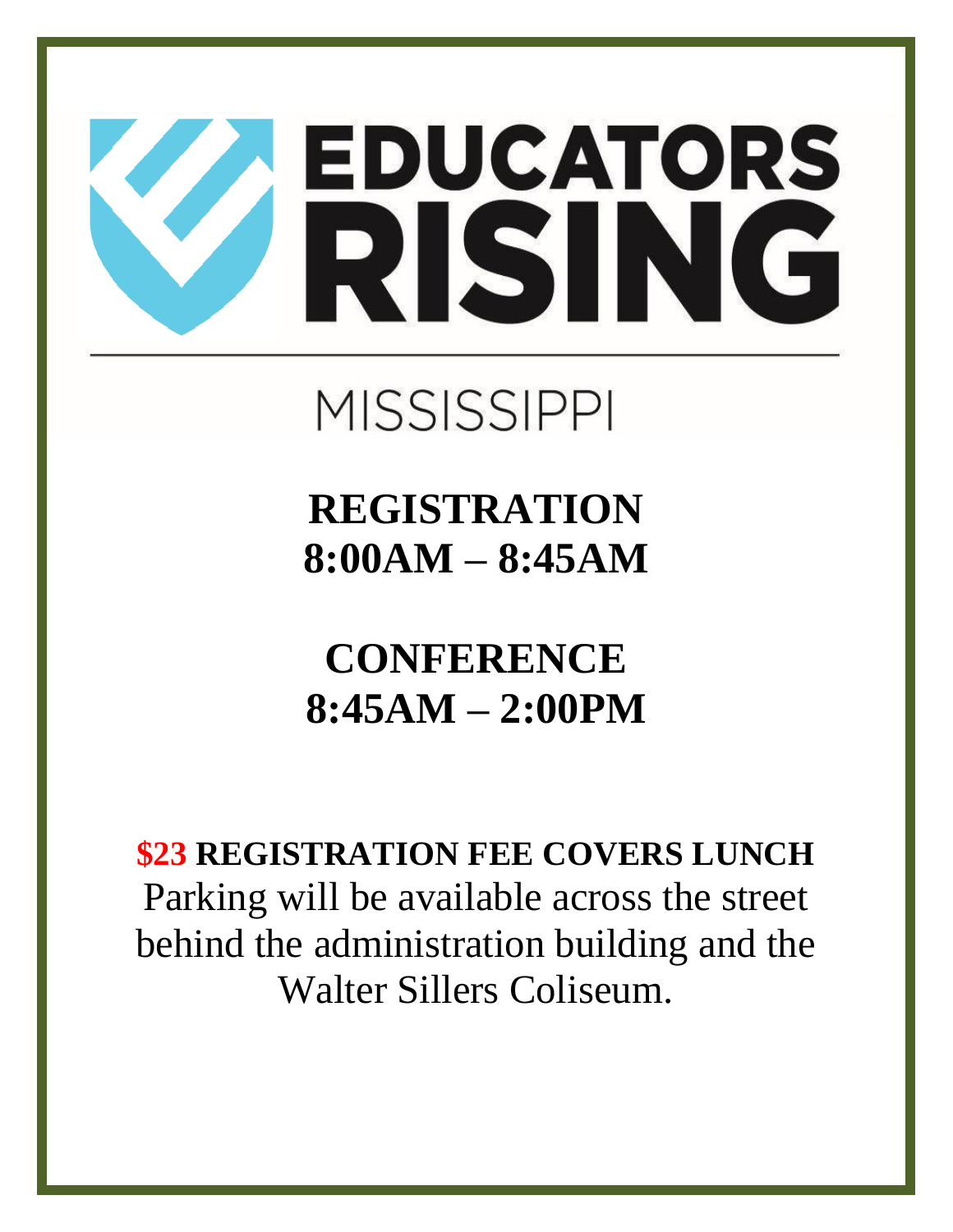# EDUCATORS RISING

MISSISSIPPI

## REGISTRATION
## 8:00AM – 8:45AM

## CONFERENCE
## 8:45AM – 2:00PM

**$23 REGISTRATION FEE COVERS LUNCH**

Parking will be available across the street behind the administration building and the Walter Sillers Coliseum.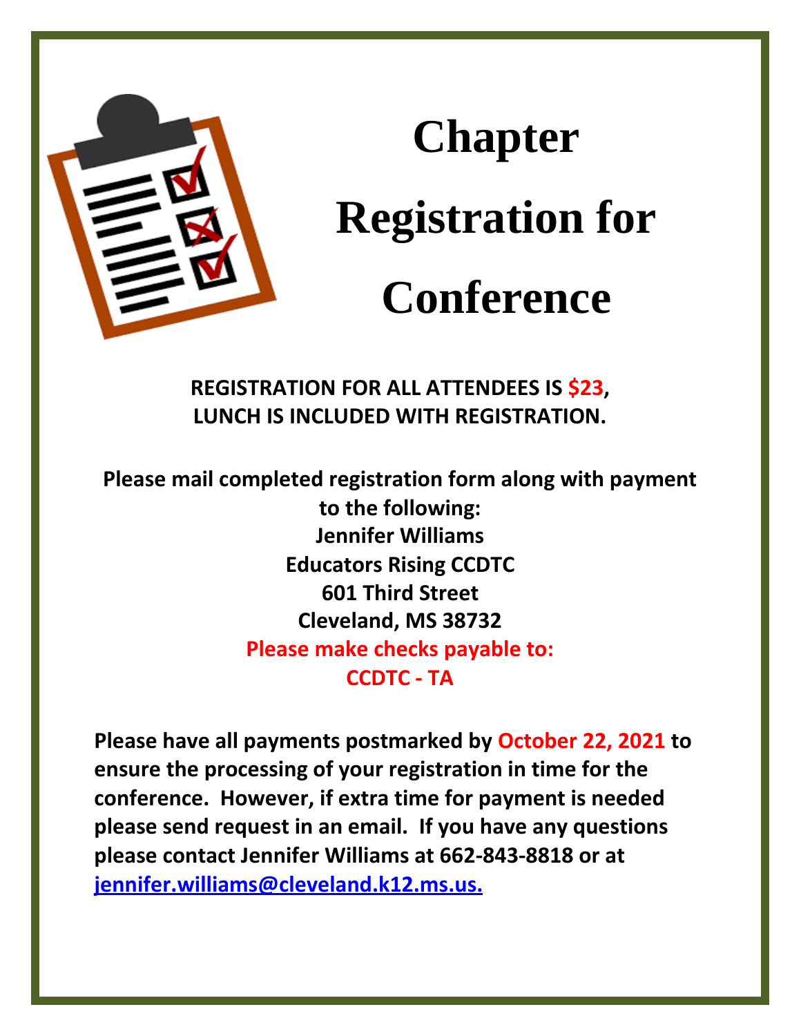# Chapter Registration for Conference

**REGISTRATION FOR ALL ATTENDEES IS $23,**
**LUNCH IS INCLUDED WITH REGISTRATION.**

**Please mail completed registration form along with payment to the following:**
**Jennifer Williams**
**Educators Rising CCDTC**
**601 Third Street**
**Cleveland, MS 38732**
**Please make checks payable to:**
**CCDTC - TA**

**Please have all payments postmarked by October 22, 2021 to ensure the processing of your registration in time for the conference. However, if extra time for payment is needed please send request in an email. If you have any questions please contact Jennifer Williams at 662-843-8818 or at [jennifer.williams@cleveland.k12.ms.us.](mailto:jennifer.williams@cleveland.k12.ms.us)**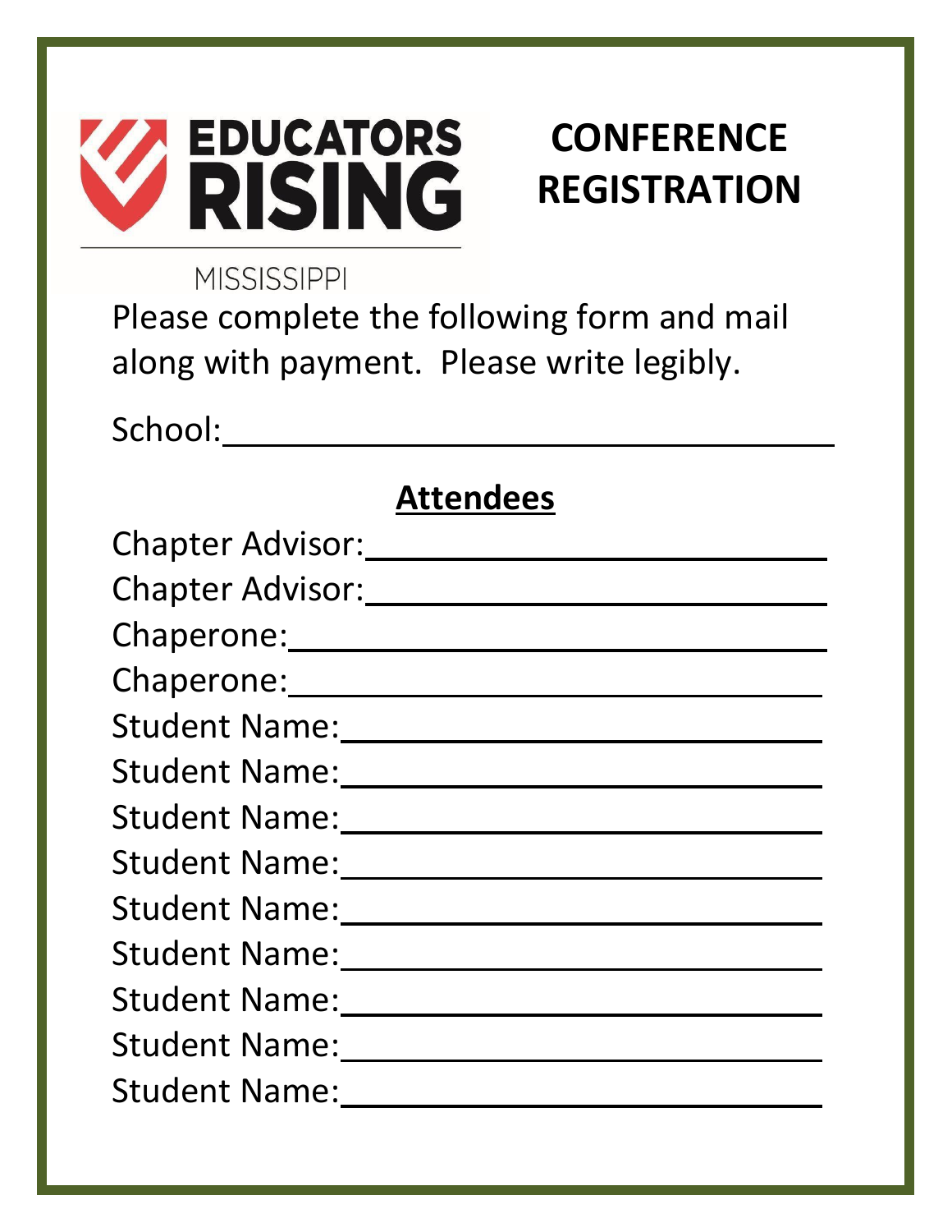EDUCATORS RISING

MISSISSIPPI

# CONFERENCE REGISTRATION

Please complete the following form and mail along with payment. Please write legibly.

School: ______________________________

## Attendees

Chapter Advisor: ______________________________

Chapter Advisor: ______________________________

Chaperone: ______________________________

Chaperone: ______________________________

Student Name: ______________________________

Student Name: ______________________________

Student Name: ______________________________

Student Name: ______________________________

Student Name: ______________________________

Student Name: ______________________________

Student Name: ______________________________

Student Name: ______________________________

Student Name: ______________________________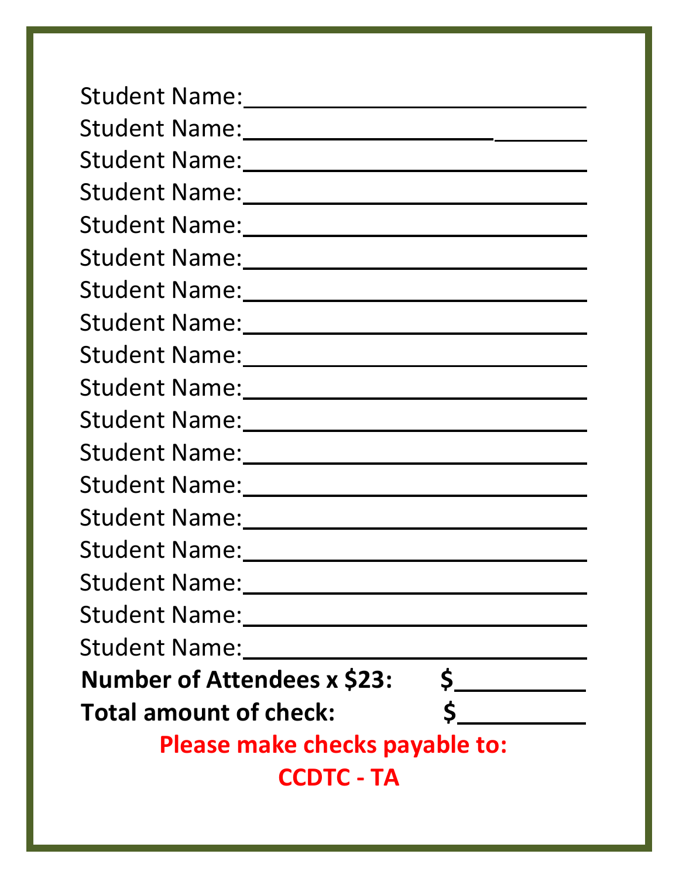Student Name:\_\_\_\_\_\_\_\_\_\_\_\_\_\_\_\_\_\_\_\_\_\_\_\_\_\_\_\_\_\_

Student Name:\_\_\_\_\_\_\_\_\_\_\_\_\_\_\_\_\_\_\_\_\_\_\_\_\_\_\_\_\_\_

Student Name:\_\_\_\_\_\_\_\_\_\_\_\_\_\_\_\_\_\_\_\_\_\_\_\_\_\_\_\_\_\_

Student Name:\_\_\_\_\_\_\_\_\_\_\_\_\_\_\_\_\_\_\_\_\_\_\_\_\_\_\_\_\_\_

Student Name:\_\_\_\_\_\_\_\_\_\_\_\_\_\_\_\_\_\_\_\_\_\_\_\_\_\_\_\_\_\_

Student Name:\_\_\_\_\_\_\_\_\_\_\_\_\_\_\_\_\_\_\_\_\_\_\_\_\_\_\_\_\_\_

Student Name:\_\_\_\_\_\_\_\_\_\_\_\_\_\_\_\_\_\_\_\_\_\_\_\_\_\_\_\_\_\_

Student Name:\_\_\_\_\_\_\_\_\_\_\_\_\_\_\_\_\_\_\_\_\_\_\_\_\_\_\_\_\_\_

Student Name:\_\_\_\_\_\_\_\_\_\_\_\_\_\_\_\_\_\_\_\_\_\_\_\_\_\_\_\_\_\_

Student Name:\_\_\_\_\_\_\_\_\_\_\_\_\_\_\_\_\_\_\_\_\_\_\_\_\_\_\_\_\_\_

Student Name:\_\_\_\_\_\_\_\_\_\_\_\_\_\_\_\_\_\_\_\_\_\_\_\_\_\_\_\_\_\_

Student Name:\_\_\_\_\_\_\_\_\_\_\_\_\_\_\_\_\_\_\_\_\_\_\_\_\_\_\_\_\_\_

Student Name:\_\_\_\_\_\_\_\_\_\_\_\_\_\_\_\_\_\_\_\_\_\_\_\_\_\_\_\_\_\_

Student Name:\_\_\_\_\_\_\_\_\_\_\_\_\_\_\_\_\_\_\_\_\_\_\_\_\_\_\_\_\_\_

Student Name:\_\_\_\_\_\_\_\_\_\_\_\_\_\_\_\_\_\_\_\_\_\_\_\_\_\_\_\_\_\_

Student Name:\_\_\_\_\_\_\_\_\_\_\_\_\_\_\_\_\_\_\_\_\_\_\_\_\_\_\_\_\_\_

Student Name:\_\_\_\_\_\_\_\_\_\_\_\_\_\_\_\_\_\_\_\_\_\_\_\_\_\_\_\_\_\_

Student Name:\_\_\_\_\_\_\_\_\_\_\_\_\_\_\_\_\_\_\_\_\_\_\_\_\_\_\_\_\_\_

**Number of Attendees x $23: $\_\_\_\_\_\_\_\_\_\_\_\_**

**Total amount of check: $\_\_\_\_\_\_\_\_\_\_\_\_**

**Please make checks payable to:**

**CCDTC - TA**